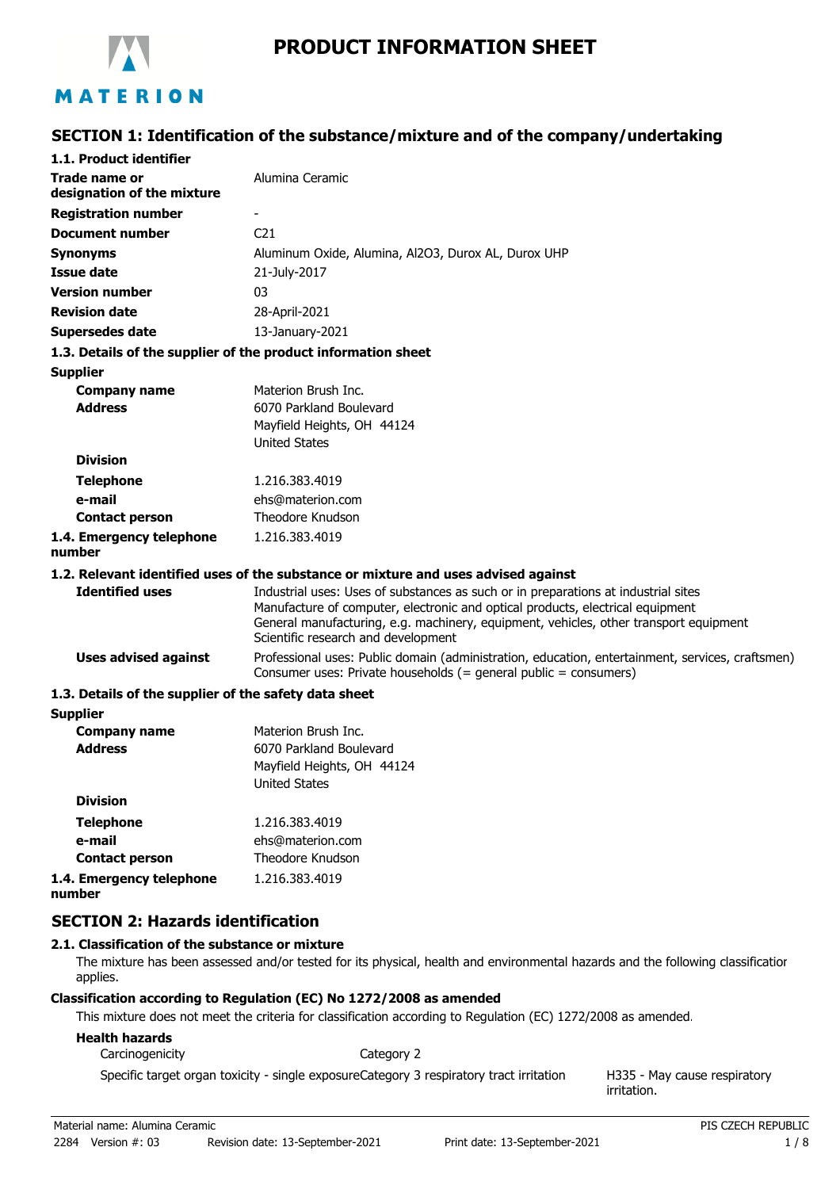# PRODUCT INFORMATION SHEET

## SECTION 1: Identification of the substance/mixture and of the company/undertaking

### 1.1. Product identifier

| | |
|---|---|
| **Trade name or designation of the mixture** | Alumina Ceramic |
| **Registration number** | - |
| **Document number** | C21 |
| **Synonyms** | Aluminum Oxide, Alumina, Al2O3, Durox AL, Durox UHP |
| **Issue date** | 21-July-2017 |
| **Version number** | 03 |
| **Revision date** | 28-April-2021 |
| **Supersedes date** | 13-January-2021 |

### 1.3. Details of the supplier of the product information sheet

**Supplier**

| | |
|---|---|
| **Company name** | Materion Brush Inc. |
| **Address** | 6070 Parkland Boulevard<br>Mayfield Heights, OH 44124<br>United States |
| **Division** | |
| **Telephone** | 1.216.383.4019 |
| **e-mail** | ehs@materion.com |
| **Contact person** | Theodore Knudson |
| **1.4. Emergency telephone number** | 1.216.383.4019 |

### 1.2. Relevant identified uses of the substance or mixture and uses advised against

| | |
|---|---|
| **Identified uses** | Industrial uses: Uses of substances as such or in preparations at industrial sites<br>Manufacture of computer, electronic and optical products, electrical equipment<br>General manufacturing, e.g. machinery, equipment, vehicles, other transport equipment<br>Scientific research and development |
| **Uses advised against** | Professional uses: Public domain (administration, education, entertainment, services, craftsmen)<br>Consumer uses: Private households (= general public = consumers) |

### 1.3. Details of the supplier of the safety data sheet

**Supplier**

| | |
|---|---|
| **Company name** | Materion Brush Inc. |
| **Address** | 6070 Parkland Boulevard<br>Mayfield Heights, OH 44124<br>United States |
| **Division** | |
| **Telephone** | 1.216.383.4019 |
| **e-mail** | ehs@materion.com |
| **Contact person** | Theodore Knudson |
| **1.4. Emergency telephone number** | 1.216.383.4019 |

## SECTION 2: Hazards identification

### 2.1. Classification of the substance or mixture

The mixture has been assessed and/or tested for its physical, health and environmental hazards and the following classification applies.

**Classification according to Regulation (EC) No 1272/2008 as amended**

This mixture does not meet the criteria for classification according to Regulation (EC) 1272/2008 as amended.

**Health hazards**

| | | |
|---|---|---|
| Carcinogenicity | Category 2 | |
| Specific target organ toxicity - single exposure | Category 3 respiratory tract irritation | H335 - May cause respiratory irritation. |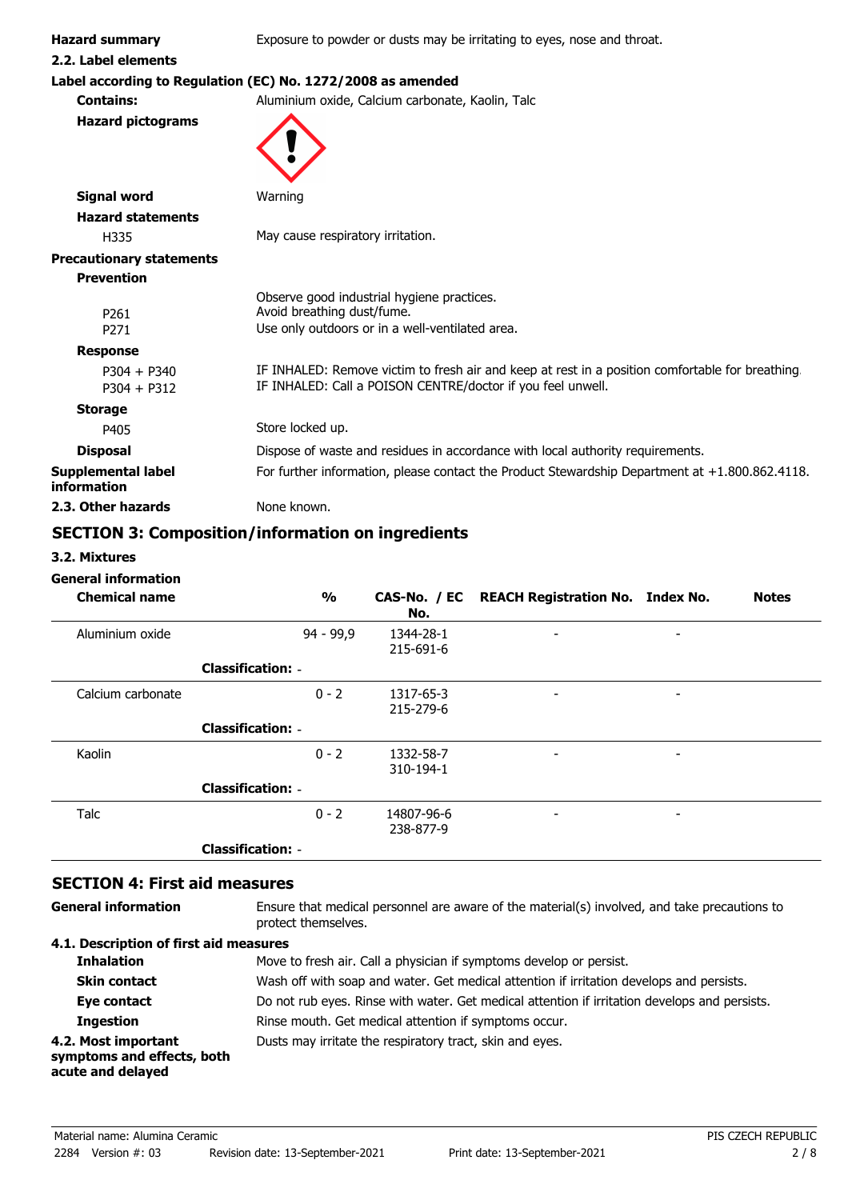**Hazard summary** Exposure to powder or dusts may be irritating to eyes, nose and throat.

**2.2. Label elements**

**Label according to Regulation (EC) No. 1272/2008 as amended**

**Contains:** Aluminium oxide, Calcium carbonate, Kaolin, Talc

**Hazard pictograms**

**Signal word** Warning

**Hazard statements**

H335 May cause respiratory irritation.

**Precautionary statements**

**Prevention**

Observe good industrial hygiene practices.

P261 Avoid breathing dust/fume.

P271 Use only outdoors or in a well-ventilated area.

**Response**

P304 + P340 IF INHALED: Remove victim to fresh air and keep at rest in a position comfortable for breathing.

P304 + P312 IF INHALED: Call a POISON CENTRE/doctor if you feel unwell.

**Storage**

P405 Store locked up.

**Disposal** Dispose of waste and residues in accordance with local authority requirements.

**Supplemental label information** For further information, please contact the Product Stewardship Department at +1.800.862.4118.

**2.3. Other hazards** None known.

## SECTION 3: Composition/information on ingredients

### 3.2. Mixtures

**General information**

| Chemical name | % | CAS-No. / EC No. | REACH Registration No. | Index No. | Notes |
|---|---|---|---|---|---|
| Aluminium oxide | 94 - 99,9 | 1344-28-1 215-691-6 | - | - | |
| **Classification:** - | | | | | |
| Calcium carbonate | 0 - 2 | 1317-65-3 215-279-6 | - | - | |
| **Classification:** - | | | | | |
| Kaolin | 0 - 2 | 1332-58-7 310-194-1 | - | - | |
| **Classification:** - | | | | | |
| Talc | 0 - 2 | 14807-96-6 238-877-9 | - | - | |
| **Classification:** - | | | | | |

## SECTION 4: First aid measures

**General information** Ensure that medical personnel are aware of the material(s) involved, and take precautions to protect themselves.

**4.1. Description of first aid measures**

**Inhalation** Move to fresh air. Call a physician if symptoms develop or persist.

**Skin contact** Wash off with soap and water. Get medical attention if irritation develops and persists.

**Eye contact** Do not rub eyes. Rinse with water. Get medical attention if irritation develops and persists.

**Ingestion** Rinse mouth. Get medical attention if symptoms occur.

**4.2. Most important symptoms and effects, both acute and delayed** Dusts may irritate the respiratory tract, skin and eyes.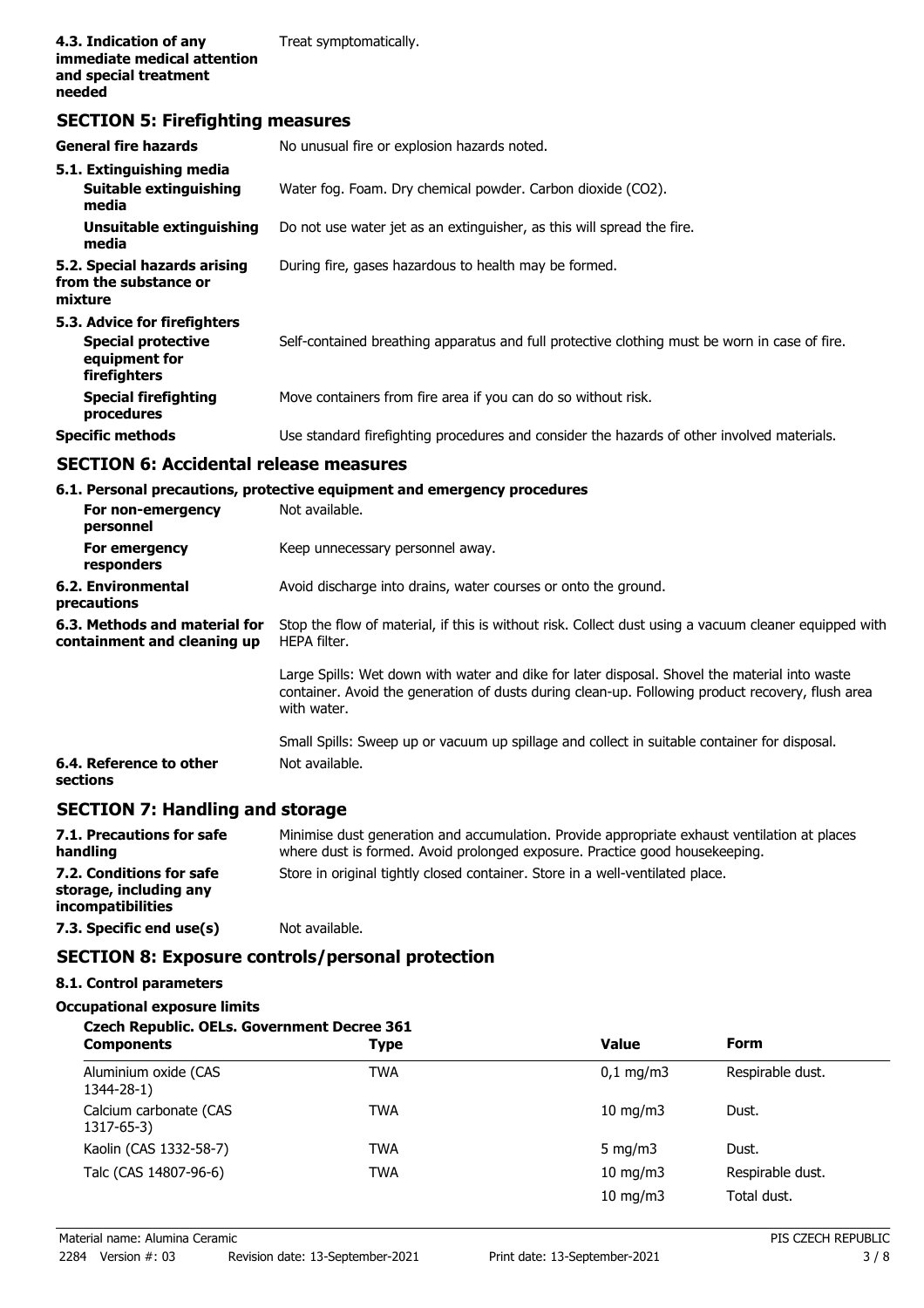**4.3. Indication of any immediate medical attention and special treatment needed** Treat symptomatically.

## SECTION 5: Firefighting measures

| | |
|---|---|
| **General fire hazards** | No unusual fire or explosion hazards noted. |
| **5.1. Extinguishing media** | |
| **Suitable extinguishing media** | Water fog. Foam. Dry chemical powder. Carbon dioxide ($CO_2$). |
| **Unsuitable extinguishing media** | Do not use water jet as an extinguisher, as this will spread the fire. |
| **5.2. Special hazards arising from the substance or mixture** | During fire, gases hazardous to health may be formed. |
| **5.3. Advice for firefighters** | |
| **Special protective equipment for firefighters** | Self-contained breathing apparatus and full protective clothing must be worn in case of fire. |
| **Special firefighting procedures** | Move containers from fire area if you can do so without risk. |
| **Specific methods** | Use standard firefighting procedures and consider the hazards of other involved materials. |

## SECTION 6: Accidental release measures

**6.1. Personal precautions, protective equipment and emergency procedures**

| | |
|---|---|
| **For non-emergency personnel** | Not available. |
| **For emergency responders** | Keep unnecessary personnel away. |
| **6.2. Environmental precautions** | Avoid discharge into drains, water courses or onto the ground. |
| **6.3. Methods and material for containment and cleaning up** | Stop the flow of material, if this is without risk. Collect dust using a vacuum cleaner equipped with HEPA filter.<br><br>Large Spills: Wet down with water and dike for later disposal. Shovel the material into waste container. Avoid the generation of dusts during clean-up. Following product recovery, flush area with water.<br><br>Small Spills: Sweep up or vacuum up spillage and collect in suitable container for disposal. |
| **6.4. Reference to other sections** | Not available. |

## SECTION 7: Handling and storage

| | |
|---|---|
| **7.1. Precautions for safe handling** | Minimise dust generation and accumulation. Provide appropriate exhaust ventilation at places where dust is formed. Avoid prolonged exposure. Practice good housekeeping. |
| **7.2. Conditions for safe storage, including any incompatibilities** | Store in original tightly closed container. Store in a well-ventilated place. |
| **7.3. Specific end use(s)** | Not available. |

## SECTION 8: Exposure controls/personal protection

**8.1. Control parameters**

**Occupational exposure limits**

**Czech Republic. OELs. Government Decree 361**

| Components | Type | Value | Form |
|---|---|---|---|
| Aluminium oxide (CAS 1344-28-1) | TWA | 0,1 mg/m3 | Respirable dust. |
| Calcium carbonate (CAS 1317-65-3) | TWA | 10 mg/m3 | Dust. |
| Kaolin (CAS 1332-58-7) | TWA | 5 mg/m3 | Dust. |
| Talc (CAS 14807-96-6) | TWA | 10 mg/m3 | Respirable dust. |
| | | 10 mg/m3 | Total dust. |

Material name: Alumina Ceramic

2284 Version #: 03 Revision date: 13-September-2021 Print date: 13-September-2021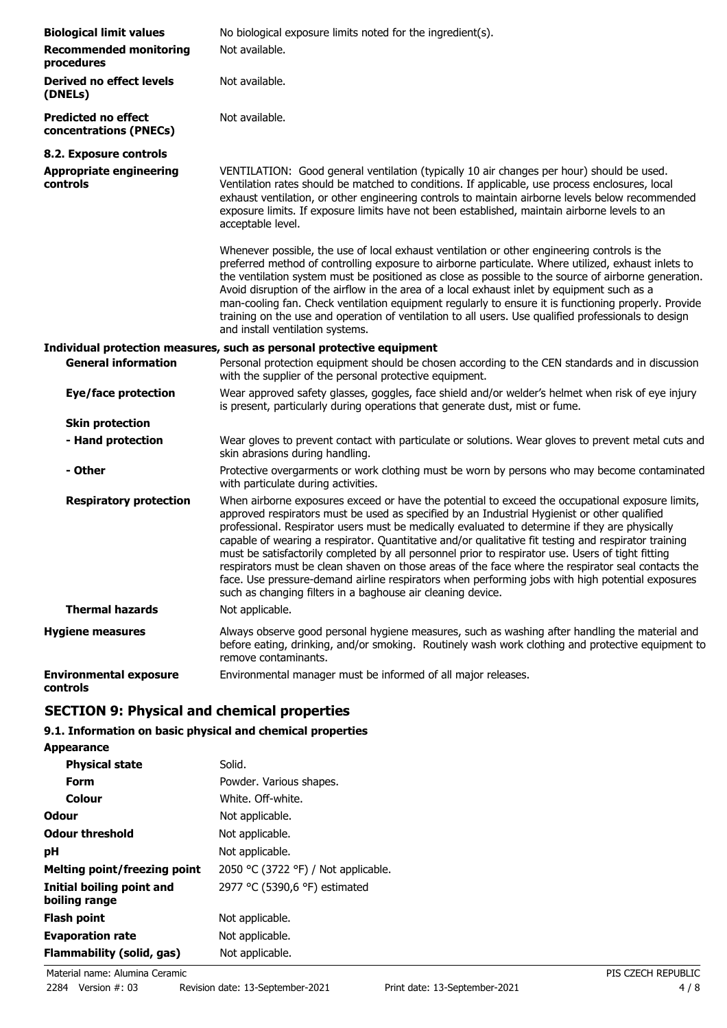| | |
|---|---|
| **Biological limit values** | No biological exposure limits noted for the ingredient(s). |
| **Recommended monitoring procedures** | Not available. |
| **Derived no effect levels (DNELs)** | Not available. |
| **Predicted no effect concentrations (PNECs)** | Not available. |

**8.2. Exposure controls**

**Appropriate engineering controls**

VENTILATION: Good general ventilation (typically 10 air changes per hour) should be used. Ventilation rates should be matched to conditions. If applicable, use process enclosures, local exhaust ventilation, or other engineering controls to maintain airborne levels below recommended exposure limits. If exposure limits have not been established, maintain airborne levels to an acceptable level.

Whenever possible, the use of local exhaust ventilation or other engineering controls is the preferred method of controlling exposure to airborne particulate. Where utilized, exhaust inlets to the ventilation system must be positioned as close as possible to the source of airborne generation. Avoid disruption of the airflow in the area of a local exhaust inlet by equipment such as a man-cooling fan. Check ventilation equipment regularly to ensure it is functioning properly. Provide training on the use and operation of ventilation to all users. Use qualified professionals to design and install ventilation systems.

**Individual protection measures, such as personal protective equipment**

| | |
|---|---|
| **General information** | Personal protection equipment should be chosen according to the CEN standards and in discussion with the supplier of the personal protective equipment. |
| **Eye/face protection** | Wear approved safety glasses, goggles, face shield and/or welder's helmet when risk of eye injury is present, particularly during operations that generate dust, mist or fume. |
| **Skin protection** | |
| **- Hand protection** | Wear gloves to prevent contact with particulate or solutions. Wear gloves to prevent metal cuts and skin abrasions during handling. |
| **- Other** | Protective overgarments or work clothing must be worn by persons who may become contaminated with particulate during activities. |
| **Respiratory protection** | When airborne exposures exceed or have the potential to exceed the occupational exposure limits, approved respirators must be used as specified by an Industrial Hygienist or other qualified professional. Respirator users must be medically evaluated to determine if they are physically capable of wearing a respirator. Quantitative and/or qualitative fit testing and respirator training must be satisfactorily completed by all personnel prior to respirator use. Users of tight fitting respirators must be clean shaven on those areas of the face where the respirator seal contacts the face. Use pressure-demand airline respirators when performing jobs with high potential exposures such as changing filters in a baghouse air cleaning device. |
| **Thermal hazards** | Not applicable. |
| **Hygiene measures** | Always observe good personal hygiene measures, such as washing after handling the material and before eating, drinking, and/or smoking. Routinely wash work clothing and protective equipment to remove contaminants. |
| **Environmental exposure controls** | Environmental manager must be informed of all major releases. |

## SECTION 9: Physical and chemical properties

### 9.1. Information on basic physical and chemical properties

| | |
|---|---|
| **Appearance** | |
| **Physical state** | Solid. |
| **Form** | Powder. Various shapes. |
| **Colour** | White. Off-white. |
| **Odour** | Not applicable. |
| **Odour threshold** | Not applicable. |
| **pH** | Not applicable. |
| **Melting point/freezing point** | 2050 °C (3722 °F) / Not applicable. |
| **Initial boiling point and boiling range** | 2977 °C (5390,6 °F) estimated |
| **Flash point** | Not applicable. |
| **Evaporation rate** | Not applicable. |
| **Flammability (solid, gas)** | Not applicable. |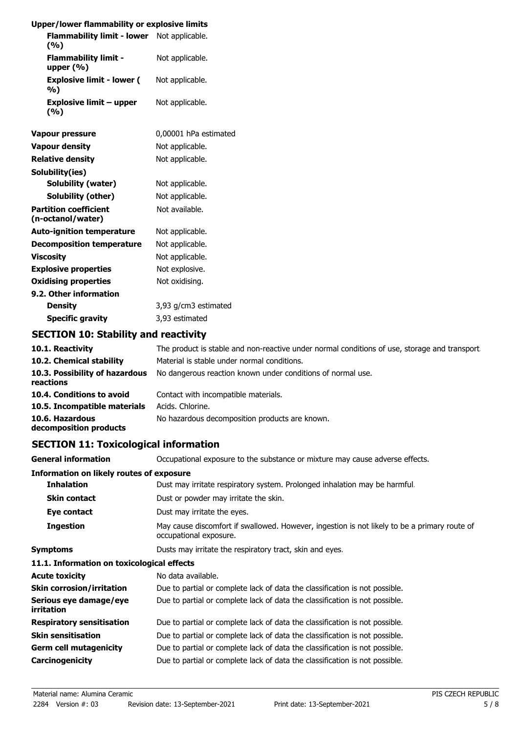**Upper/lower flammability or explosive limits**

| | |
|---|---|
| **Flammability limit - lower (%)** | Not applicable. |
| **Flammability limit - upper (%)** | Not applicable. |
| **Explosive limit - lower (%)** | Not applicable. |
| **Explosive limit – upper (%)** | Not applicable. |
| **Vapour pressure** | 0,00001 hPa estimated |
| **Vapour density** | Not applicable. |
| **Relative density** | Not applicable. |
| **Solubility(ies)** | |
| **Solubility (water)** | Not applicable. |
| **Solubility (other)** | Not applicable. |
| **Partition coefficient (n-octanol/water)** | Not available. |
| **Auto-ignition temperature** | Not applicable. |
| **Decomposition temperature** | Not applicable. |
| **Viscosity** | Not applicable. |
| **Explosive properties** | Not explosive. |
| **Oxidising properties** | Not oxidising. |
| **9.2. Other information** | |
| **Density** | 3,93 g/cm3 estimated |
| **Specific gravity** | 3,93 estimated |

## SECTION 10: Stability and reactivity

| | |
|---|---|
| **10.1. Reactivity** | The product is stable and non-reactive under normal conditions of use, storage and transport. |
| **10.2. Chemical stability** | Material is stable under normal conditions. |
| **10.3. Possibility of hazardous reactions** | No dangerous reaction known under conditions of normal use. |
| **10.4. Conditions to avoid** | Contact with incompatible materials. |
| **10.5. Incompatible materials** | Acids. Chlorine. |
| **10.6. Hazardous decomposition products** | No hazardous decomposition products are known. |

## SECTION 11: Toxicological information

| | |
|---|---|
| **General information** | Occupational exposure to the substance or mixture may cause adverse effects. |
| **Information on likely routes of exposure** | |
| **Inhalation** | Dust may irritate respiratory system. Prolonged inhalation may be harmful. |
| **Skin contact** | Dust or powder may irritate the skin. |
| **Eye contact** | Dust may irritate the eyes. |
| **Ingestion** | May cause discomfort if swallowed. However, ingestion is not likely to be a primary route of occupational exposure. |
| **Symptoms** | Dusts may irritate the respiratory tract, skin and eyes. |
| **11.1. Information on toxicological effects** | |
| **Acute toxicity** | No data available. |
| **Skin corrosion/irritation** | Due to partial or complete lack of data the classification is not possible. |
| **Serious eye damage/eye irritation** | Due to partial or complete lack of data the classification is not possible. |
| **Respiratory sensitisation** | Due to partial or complete lack of data the classification is not possible. |
| **Skin sensitisation** | Due to partial or complete lack of data the classification is not possible. |
| **Germ cell mutagenicity** | Due to partial or complete lack of data the classification is not possible. |
| **Carcinogenicity** | Due to partial or complete lack of data the classification is not possible. |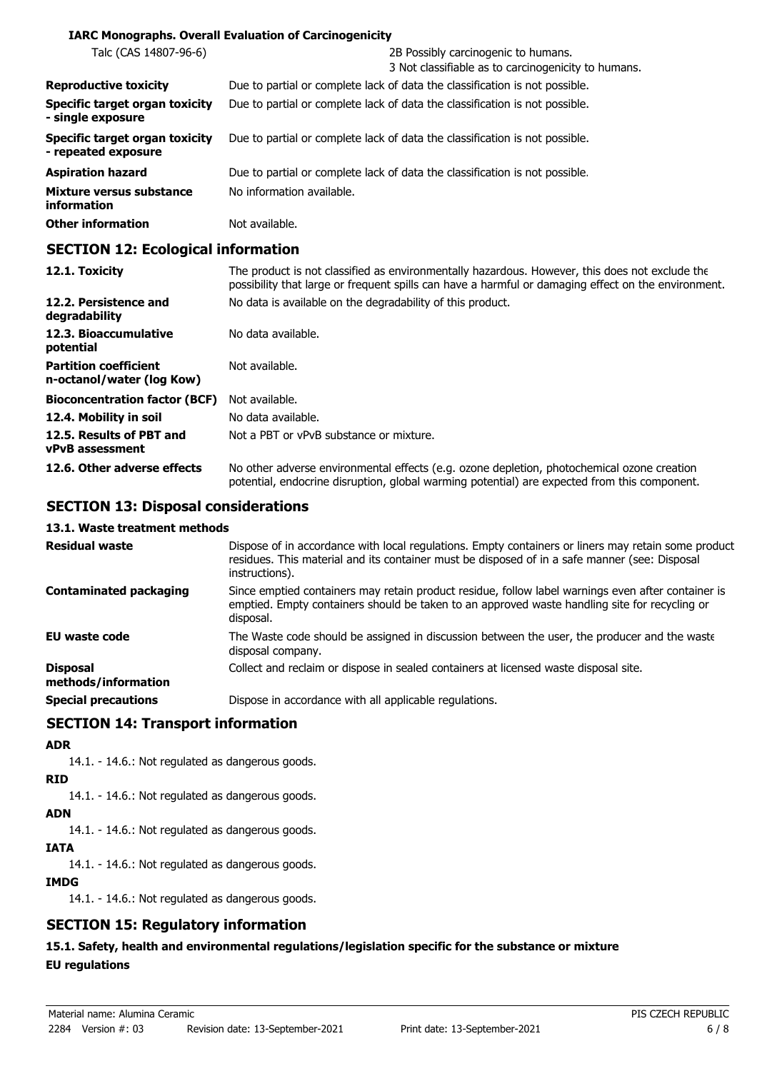**IARC Monographs. Overall Evaluation of Carcinogenicity**

| | |
|---|---|
| Talc (CAS 14807-96-6) | 2B Possibly carcinogenic to humans.<br>3 Not classifiable as to carcinogenicity to humans. |
| **Reproductive toxicity** | Due to partial or complete lack of data the classification is not possible. |
| **Specific target organ toxicity - single exposure** | Due to partial or complete lack of data the classification is not possible. |
| **Specific target organ toxicity - repeated exposure** | Due to partial or complete lack of data the classification is not possible. |
| **Aspiration hazard** | Due to partial or complete lack of data the classification is not possible. |
| **Mixture versus substance information** | No information available. |
| **Other information** | Not available. |

## SECTION 12: Ecological information

| | |
|---|---|
| **12.1. Toxicity** | The product is not classified as environmentally hazardous. However, this does not exclude the possibility that large or frequent spills can have a harmful or damaging effect on the environment. |
| **12.2. Persistence and degradability** | No data is available on the degradability of this product. |
| **12.3. Bioaccumulative potential** | No data available. |
| **Partition coefficient n-octanol/water (log Kow)** | Not available. |
| **Bioconcentration factor (BCF)** | Not available. |
| **12.4. Mobility in soil** | No data available. |
| **12.5. Results of PBT and vPvB assessment** | Not a PBT or vPvB substance or mixture. |
| **12.6. Other adverse effects** | No other adverse environmental effects (e.g. ozone depletion, photochemical ozone creation potential, endocrine disruption, global warming potential) are expected from this component. |

## SECTION 13: Disposal considerations

### 13.1. Waste treatment methods

| | |
|---|---|
| **Residual waste** | Dispose of in accordance with local regulations. Empty containers or liners may retain some product residues. This material and its container must be disposed of in a safe manner (see: Disposal instructions). |
| **Contaminated packaging** | Since emptied containers may retain product residue, follow label warnings even after container is emptied. Empty containers should be taken to an approved waste handling site for recycling or disposal. |
| **EU waste code** | The Waste code should be assigned in discussion between the user, the producer and the waste disposal company. |
| **Disposal methods/information** | Collect and reclaim or dispose in sealed containers at licensed waste disposal site. |
| **Special precautions** | Dispose in accordance with all applicable regulations. |

## SECTION 14: Transport information

**ADR**

14.1. - 14.6.: Not regulated as dangerous goods.

**RID**

14.1. - 14.6.: Not regulated as dangerous goods.

**ADN**

14.1. - 14.6.: Not regulated as dangerous goods.

**IATA**

14.1. - 14.6.: Not regulated as dangerous goods.

**IMDG**

14.1. - 14.6.: Not regulated as dangerous goods.

## SECTION 15: Regulatory information

### 15.1. Safety, health and environmental regulations/legislation specific for the substance or mixture

**EU regulations**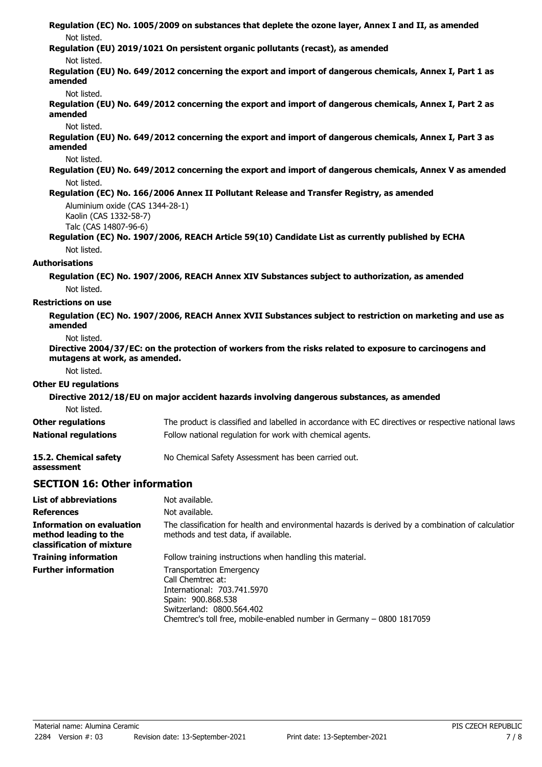**Regulation (EC) No. 1005/2009 on substances that deplete the ozone layer, Annex I and II, as amended**

Not listed.

**Regulation (EU) 2019/1021 On persistent organic pollutants (recast), as amended**

Not listed.

**Regulation (EU) No. 649/2012 concerning the export and import of dangerous chemicals, Annex I, Part 1 as amended**

Not listed.

**Regulation (EU) No. 649/2012 concerning the export and import of dangerous chemicals, Annex I, Part 2 as amended**

Not listed.

**Regulation (EU) No. 649/2012 concerning the export and import of dangerous chemicals, Annex I, Part 3 as amended**

Not listed.

**Regulation (EU) No. 649/2012 concerning the export and import of dangerous chemicals, Annex V as amended**

Not listed.

**Regulation (EC) No. 166/2006 Annex II Pollutant Release and Transfer Registry, as amended**

Aluminium oxide (CAS 1344-28-1)
Kaolin (CAS 1332-58-7)
Talc (CAS 14807-96-6)

**Regulation (EC) No. 1907/2006, REACH Article 59(10) Candidate List as currently published by ECHA**

Not listed.

**Authorisations**

**Regulation (EC) No. 1907/2006, REACH Annex XIV Substances subject to authorization, as amended**

Not listed.

**Restrictions on use**

**Regulation (EC) No. 1907/2006, REACH Annex XVII Substances subject to restriction on marketing and use as amended**

Not listed.

**Directive 2004/37/EC: on the protection of workers from the risks related to exposure to carcinogens and mutagens at work, as amended.**

Not listed.

**Other EU regulations**

**Directive 2012/18/EU on major accident hazards involving dangerous substances, as amended**

Not listed.

**Other regulations** The product is classified and labelled in accordance with EC directives or respective national laws

**National regulations** Follow national regulation for work with chemical agents.

**15.2. Chemical safety assessment** No Chemical Safety Assessment has been carried out.

## SECTION 16: Other information

**List of abbreviations** Not available.

**References** Not available.

**Information on evaluation method leading to the classification of mixture** The classification for health and environmental hazards is derived by a combination of calculation methods and test data, if available.

**Training information** Follow training instructions when handling this material.

**Further information** Transportation Emergency
Call Chemtrec at:
International: 703.741.5970
Spain: 900.868.538
Switzerland: 0800.564.402
Chemtrec's toll free, mobile-enabled number in Germany – 0800 1817059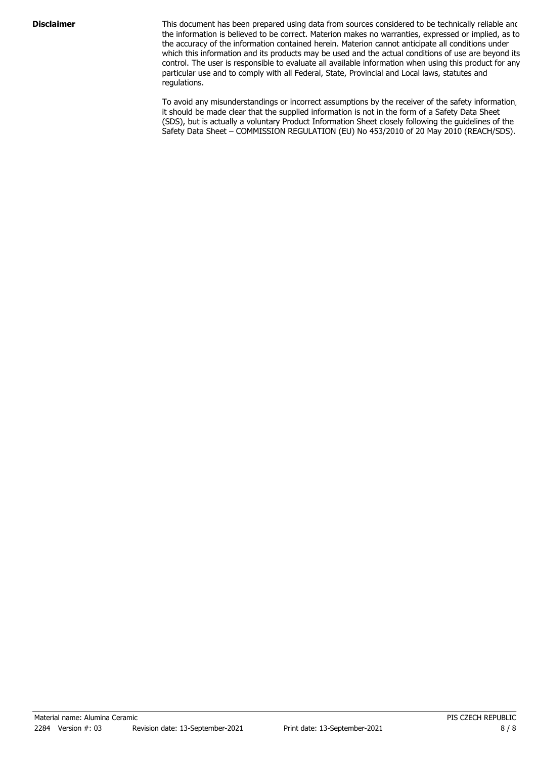**Disclaimer**

This document has been prepared using data from sources considered to be technically reliable and the information is believed to be correct. Materion makes no warranties, expressed or implied, as to the accuracy of the information contained herein. Materion cannot anticipate all conditions under which this information and its products may be used and the actual conditions of use are beyond its control. The user is responsible to evaluate all available information when using this product for any particular use and to comply with all Federal, State, Provincial and Local laws, statutes and regulations.

To avoid any misunderstandings or incorrect assumptions by the receiver of the safety information, it should be made clear that the supplied information is not in the form of a Safety Data Sheet (SDS), but is actually a voluntary Product Information Sheet closely following the guidelines of the Safety Data Sheet – COMMISSION REGULATION (EU) No 453/2010 of 20 May 2010 (REACH/SDS).